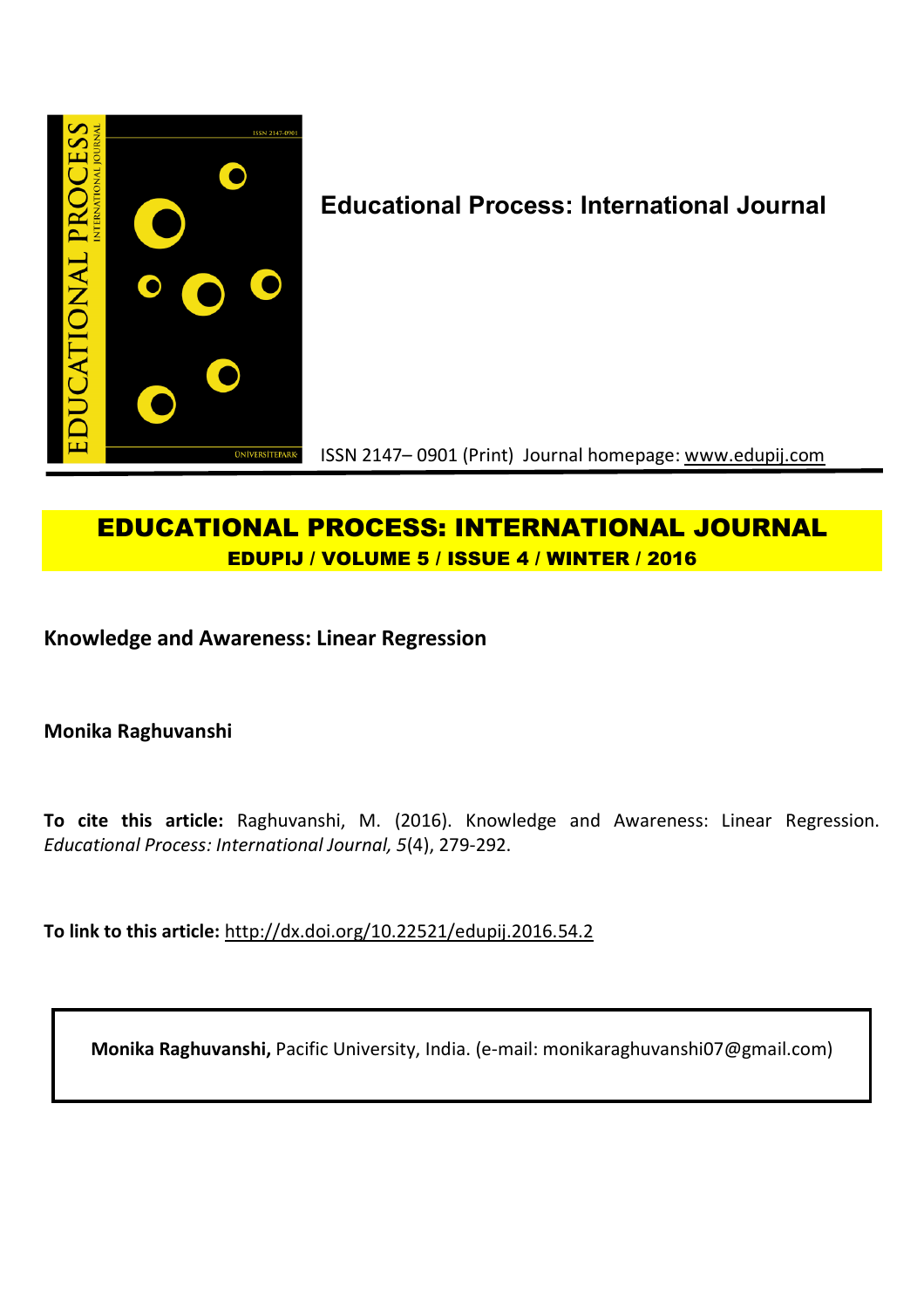**Educational Process: International Journal**

ISSN 2147– 0901 (Print) Journal homepage: www.edupij.com

# EDUCATIONAL PROCESS: INTERNATIONAL JOURNAL

**EDUPIJ / VOLUME 5 / ISSUE 4 / WINTER / 2016**

## Knowledge and Awareness: Linear Regression

**Monika Raghuvanshi**

**To cite this article:** Raghuvanshi, M. (2016). Knowledge and Awareness: Linear Regression. *Educational Process: International Journal, 5*(4), 279-292.

**To link to this article:** http://dx.doi.org/10.22521/edupij.2016.54.2

**Monika Raghuvanshi,** Pacific University, India. (e-mail: monikaraghuvanshi07@gmail.com)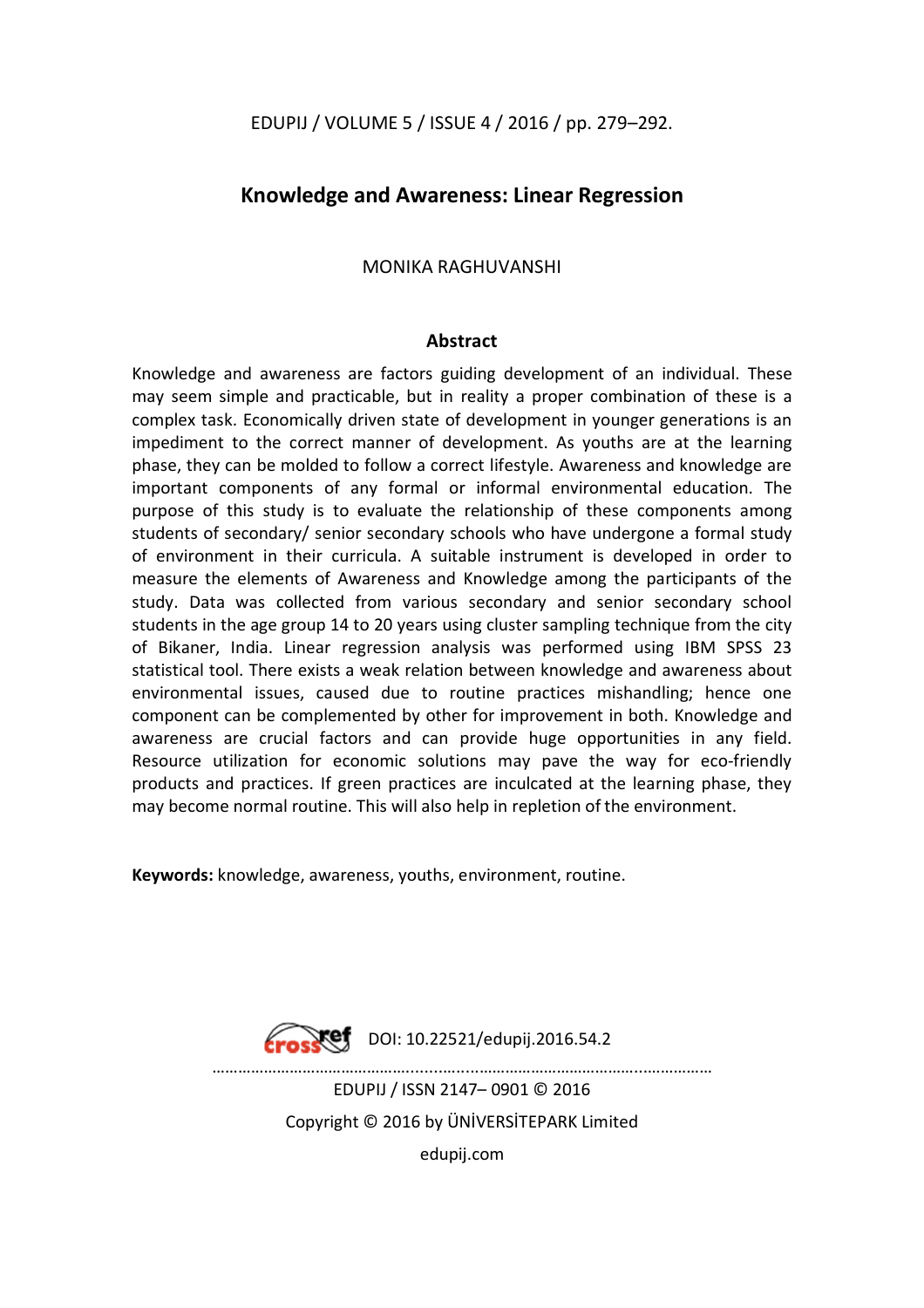# Knowledge and Awareness: Linear Regression

MONIKA RAGHUVANSHI

## Abstract

Knowledge and awareness are factors guiding development of an individual. These may seem simple and practicable, but in reality a proper combination of these is a complex task. Economically driven state of development in younger generations is an impediment to the correct manner of development. As youths are at the learning phase, they can be molded to follow a correct lifestyle. Awareness and knowledge are important components of any formal or informal environmental education. The purpose of this study is to evaluate the relationship of these components among students of secondary/ senior secondary schools who have undergone a formal study of environment in their curricula. A suitable instrument is developed in order to measure the elements of Awareness and Knowledge among the participants of the study. Data was collected from various secondary and senior secondary school students in the age group 14 to 20 years using cluster sampling technique from the city of Bikaner, India. Linear regression analysis was performed using IBM SPSS 23 statistical tool. There exists a weak relation between knowledge and awareness about environmental issues, caused due to routine practices mishandling; hence one component can be complemented by other for improvement in both. Knowledge and awareness are crucial factors and can provide huge opportunities in any field. Resource utilization for economic solutions may pave the way for eco-friendly products and practices. If green practices are inculcated at the learning phase, they may become normal routine. This will also help in repletion of the environment.

**Keywords:** knowledge, awareness, youths, environment, routine.

DOI: 10.22521/edupij.2016.54.2

EDUPIJ / ISSN 2147– 0901 © 2016

Copyright © 2016 by ÜNİVERSİTEPARK Limited

edupij.com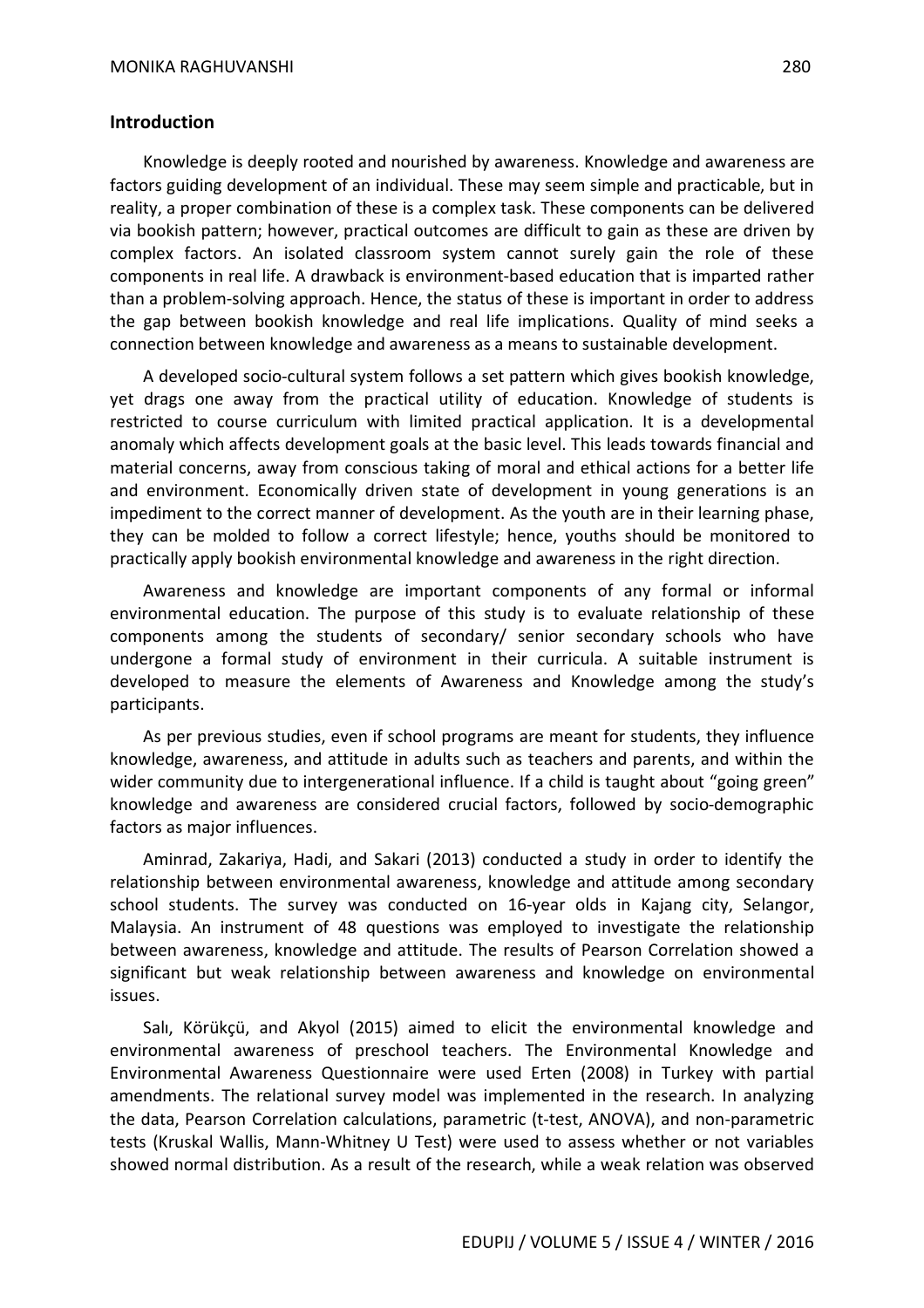## Introduction

Knowledge is deeply rooted and nourished by awareness. Knowledge and awareness are factors guiding development of an individual. These may seem simple and practicable, but in reality, a proper combination of these is a complex task. These components can be delivered via bookish pattern; however, practical outcomes are difficult to gain as these are driven by complex factors. An isolated classroom system cannot surely gain the role of these components in real life. A drawback is environment-based education that is imparted rather than a problem-solving approach. Hence, the status of these is important in order to address the gap between bookish knowledge and real life implications. Quality of mind seeks a connection between knowledge and awareness as a means to sustainable development.

A developed socio-cultural system follows a set pattern which gives bookish knowledge, yet drags one away from the practical utility of education. Knowledge of students is restricted to course curriculum with limited practical application. It is a developmental anomaly which affects development goals at the basic level. This leads towards financial and material concerns, away from conscious taking of moral and ethical actions for a better life and environment. Economically driven state of development in young generations is an impediment to the correct manner of development. As the youth are in their learning phase, they can be molded to follow a correct lifestyle; hence, youths should be monitored to practically apply bookish environmental knowledge and awareness in the right direction.

Awareness and knowledge are important components of any formal or informal environmental education. The purpose of this study is to evaluate relationship of these components among the students of secondary/ senior secondary schools who have undergone a formal study of environment in their curricula. A suitable instrument is developed to measure the elements of Awareness and Knowledge among the study's participants.

As per previous studies, even if school programs are meant for students, they influence knowledge, awareness, and attitude in adults such as teachers and parents, and within the wider community due to intergenerational influence. If a child is taught about "going green" knowledge and awareness are considered crucial factors, followed by socio-demographic factors as major influences.

Aminrad, Zakariya, Hadi, and Sakari (2013) conducted a study in order to identify the relationship between environmental awareness, knowledge and attitude among secondary school students. The survey was conducted on 16-year olds in Kajang city, Selangor, Malaysia. An instrument of 48 questions was employed to investigate the relationship between awareness, knowledge and attitude. The results of Pearson Correlation showed a significant but weak relationship between awareness and knowledge on environmental issues.

Salı, Körükçü, and Akyol (2015) aimed to elicit the environmental knowledge and environmental awareness of preschool teachers. The Environmental Knowledge and Environmental Awareness Questionnaire were used Erten (2008) in Turkey with partial amendments. The relational survey model was implemented in the research. In analyzing the data, Pearson Correlation calculations, parametric (t-test, ANOVA), and non-parametric tests (Kruskal Wallis, Mann-Whitney U Test) were used to assess whether or not variables showed normal distribution. As a result of the research, while a weak relation was observed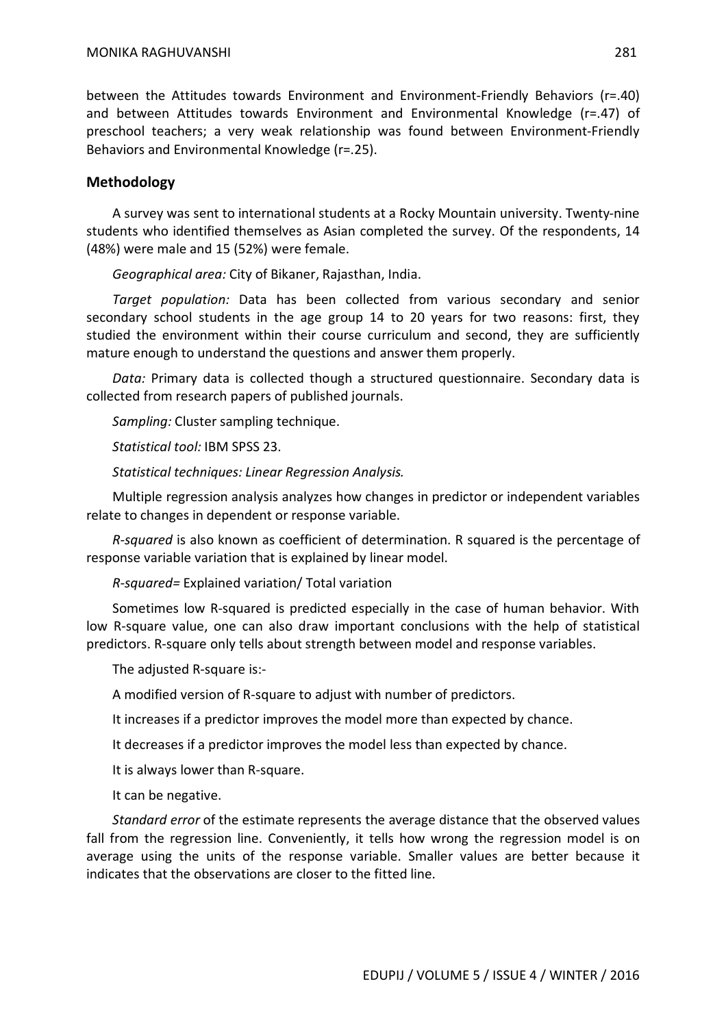between the Attitudes towards Environment and Environment-Friendly Behaviors (r=.40) and between Attitudes towards Environment and Environmental Knowledge (r=.47) of preschool teachers; a very weak relationship was found between Environment-Friendly Behaviors and Environmental Knowledge (r=.25).

## Methodology

A survey was sent to international students at a Rocky Mountain university. Twenty-nine students who identified themselves as Asian completed the survey. Of the respondents, 14 (48%) were male and 15 (52%) were female.

*Geographical area:* City of Bikaner, Rajasthan, India.

*Target population:* Data has been collected from various secondary and senior secondary school students in the age group 14 to 20 years for two reasons: first, they studied the environment within their course curriculum and second, they are sufficiently mature enough to understand the questions and answer them properly.

*Data:* Primary data is collected though a structured questionnaire. Secondary data is collected from research papers of published journals.

*Sampling:* Cluster sampling technique.

*Statistical tool:* IBM SPSS 23.

*Statistical techniques: Linear Regression Analysis.*

Multiple regression analysis analyzes how changes in predictor or independent variables relate to changes in dependent or response variable.

*R-squared* is also known as coefficient of determination. R squared is the percentage of response variable variation that is explained by linear model.

*R-squared=* Explained variation/ Total variation

Sometimes low R-squared is predicted especially in the case of human behavior. With low R-square value, one can also draw important conclusions with the help of statistical predictors. R-square only tells about strength between model and response variables.

The adjusted R-square is:-

A modified version of R-square to adjust with number of predictors.

It increases if a predictor improves the model more than expected by chance.

It decreases if a predictor improves the model less than expected by chance.

It is always lower than R-square.

It can be negative.

*Standard error* of the estimate represents the average distance that the observed values fall from the regression line. Conveniently, it tells how wrong the regression model is on average using the units of the response variable. Smaller values are better because it indicates that the observations are closer to the fitted line.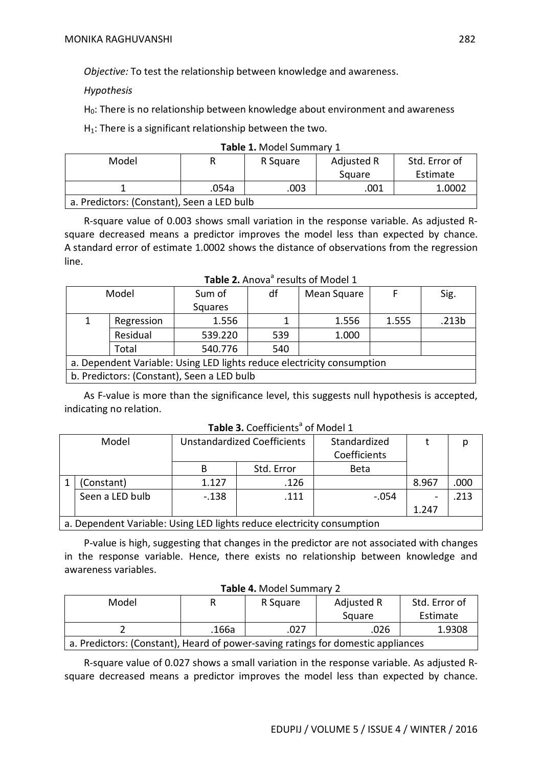*Objective:* To test the relationship between knowledge and awareness.

*Hypothesis*

$H_0$: There is no relationship between knowledge about environment and awareness

$H_1$: There is a significant relationship between the two.

**Table 1.** Model Summary 1

| Model | R | R Square | Adjusted R Square | Std. Error of Estimate |
|---|---|---|---|---|
| 1 | .054a | .003 | .001 | 1.0002 |
| a. Predictors: (Constant), Seen a LED bulb | | | | |

R-square value of 0.003 shows small variation in the response variable. As adjusted R-square decreased means a predictor improves the model less than expected by chance. A standard error of estimate 1.0002 shows the distance of observations from the regression line.

**Table 2.** Anova[a] results of Model 1

| Model | | Sum of Squares | df | Mean Square | F | Sig. |
|---|---|---|---|---|---|---|
| 1 | Regression | 1.556 | 1 | 1.556 | 1.555 | .213b |
| | Residual | 539.220 | 539 | 1.000 | | |
| | Total | 540.776 | 540 | | | |
| a. Dependent Variable: Using LED lights reduce electricity consumption | | | | | | |
| b. Predictors: (Constant), Seen a LED bulb | | | | | | |

As F-value is more than the significance level, this suggests null hypothesis is accepted, indicating no relation.

**Table 3.** Coefficients[a] of Model 1

| Model | | Unstandardized Coefficients | | Standardized Coefficients | t | p |
|---|---|---|---|---|---|---|
| | | B | Std. Error | Beta | | |
| 1 | (Constant) | 1.127 | .126 | | 8.967 | .000 |
| | Seen a LED bulb | -.138 | .111 | -.054 | -1.247 | .213 |
| a. Dependent Variable: Using LED lights reduce electricity consumption | | | | | | |

P-value is high, suggesting that changes in the predictor are not associated with changes in the response variable. Hence, there exists no relationship between knowledge and awareness variables.

**Table 4.** Model Summary 2

| Model | R | R Square | Adjusted R Square | Std. Error of Estimate |
|---|---|---|---|---|
| 2 | .166a | .027 | .026 | 1.9308 |
| a. Predictors: (Constant), Heard of power-saving ratings for domestic appliances | | | | |

R-square value of 0.027 shows a small variation in the response variable. As adjusted R-square decreased means a predictor improves the model less than expected by chance.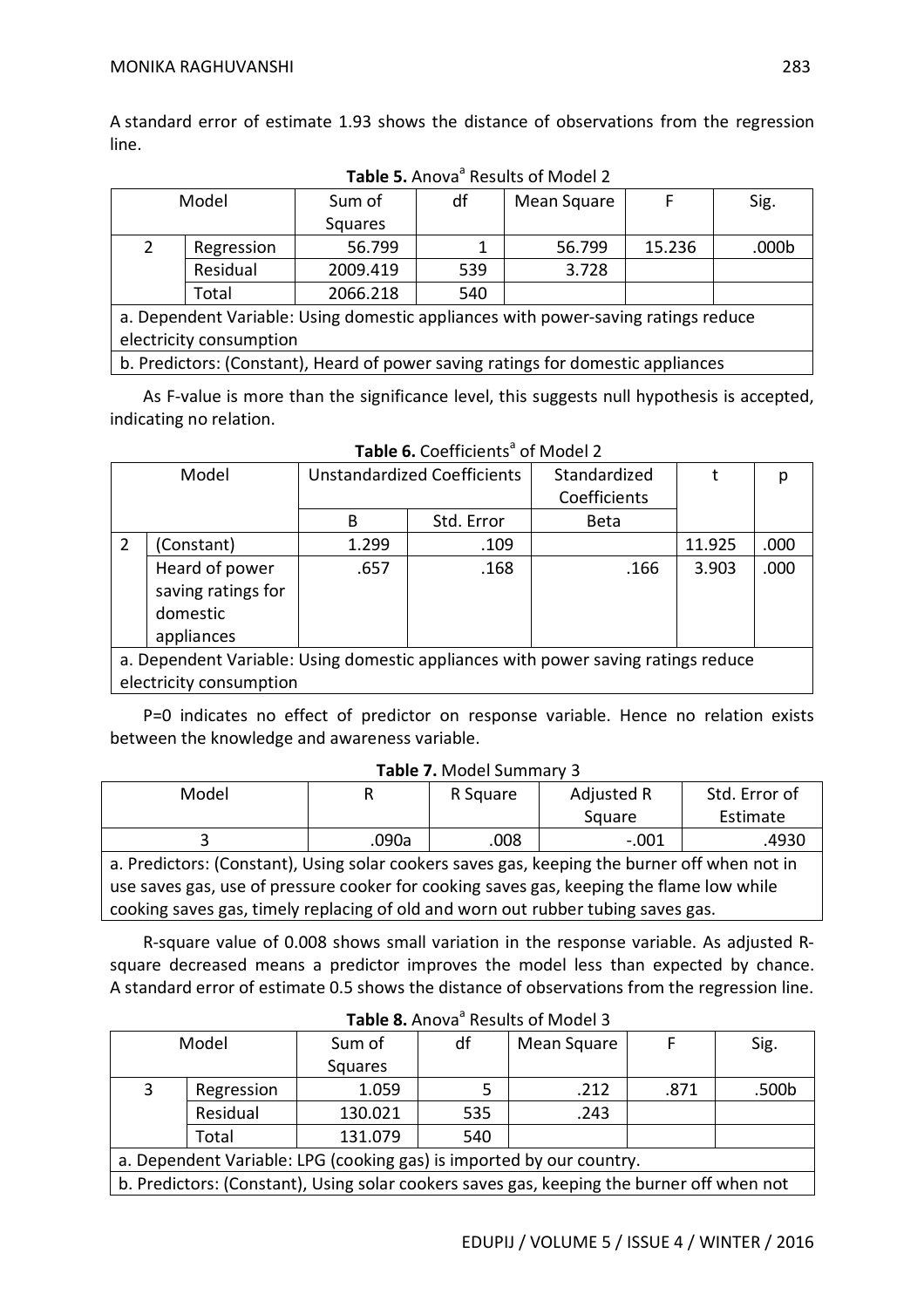A standard error of estimate 1.93 shows the distance of observations from the regression line.

**Table 5.** Anova[a] Results of Model 2

| Model | | Sum of Squares | df | Mean Square | F | Sig. |
|---|---|---|---|---|---|---|
| 2 | Regression | 56.799 | 1 | 56.799 | 15.236 | .000b |
| | Residual | 2009.419 | 539 | 3.728 | | |
| | Total | 2066.218 | 540 | | | |

a. Dependent Variable: Using domestic appliances with power-saving ratings reduce electricity consumption

b. Predictors: (Constant), Heard of power saving ratings for domestic appliances

As F-value is more than the significance level, this suggests null hypothesis is accepted, indicating no relation.

**Table 6.** Coefficients[a] of Model 2

| Model | | Unstandardized Coefficients | | Standardized Coefficients | t | p |
|---|---|---|---|---|---|---|
| | | B | Std. Error | Beta | | |
| 2 | (Constant) | 1.299 | .109 | | 11.925 | .000 |
| | Heard of power saving ratings for domestic appliances | .657 | .168 | .166 | 3.903 | .000 |

a. Dependent Variable: Using domestic appliances with power saving ratings reduce electricity consumption

P=0 indicates no effect of predictor on response variable. Hence no relation exists between the knowledge and awareness variable.

**Table 7.** Model Summary 3

| Model | R | R Square | Adjusted R Square | Std. Error of Estimate |
|---|---|---|---|---|
| 3 | .090a | .008 | -.001 | .4930 |

a. Predictors: (Constant), Using solar cookers saves gas, keeping the burner off when not in use saves gas, use of pressure cooker for cooking saves gas, keeping the flame low while cooking saves gas, timely replacing of old and worn out rubber tubing saves gas.

R-square value of 0.008 shows small variation in the response variable. As adjusted R-square decreased means a predictor improves the model less than expected by chance. A standard error of estimate 0.5 shows the distance of observations from the regression line.

**Table 8.** Anova[a] Results of Model 3

| Model | | Sum of Squares | df | Mean Square | F | Sig. |
|---|---|---|---|---|---|---|
| 3 | Regression | 1.059 | 5 | .212 | .871 | .500b |
| | Residual | 130.021 | 535 | .243 | | |
| | Total | 131.079 | 540 | | | |

a. Dependent Variable: LPG (cooking gas) is imported by our country.

b. Predictors: (Constant), Using solar cookers saves gas, keeping the burner off when not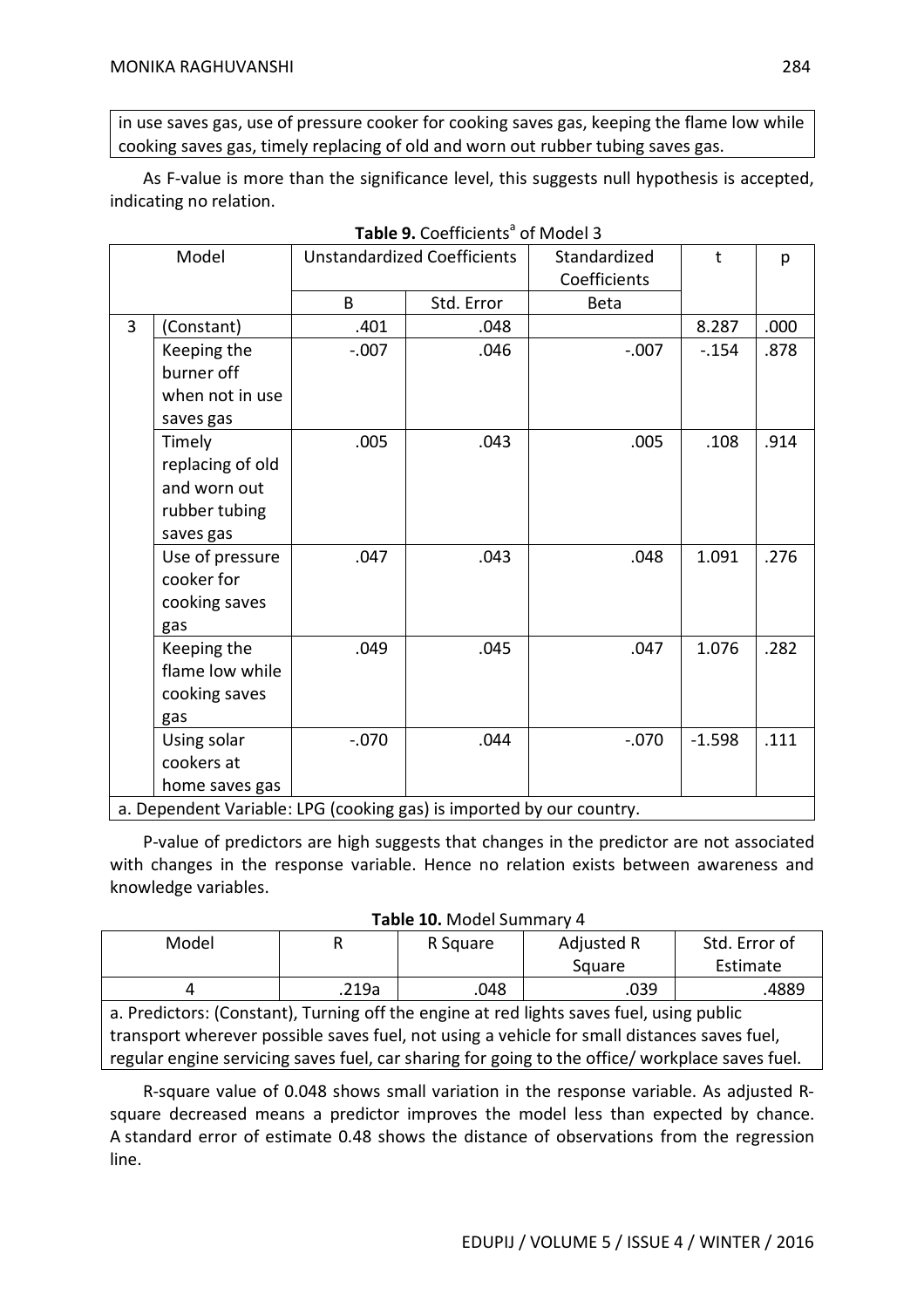in use saves gas, use of pressure cooker for cooking saves gas, keeping the flame low while cooking saves gas, timely replacing of old and worn out rubber tubing saves gas.

As F-value is more than the significance level, this suggests null hypothesis is accepted, indicating no relation.

**Table 9.** Coefficients[a] of Model 3

| Model | | Unstandardized Coefficients | | Standardized Coefficients | t | p |
|---|---|---|---|---|---|---|
| | | B | Std. Error | Beta | | |
| 3 | (Constant) | .401 | .048 | | 8.287 | .000 |
| | Keeping the burner off when not in use saves gas | -.007 | .046 | -.007 | -.154 | .878 |
| | Timely replacing of old and worn out rubber tubing saves gas | .005 | .043 | .005 | .108 | .914 |
| | Use of pressure cooker for cooking saves gas | .047 | .043 | .048 | 1.091 | .276 |
| | Keeping the flame low while cooking saves gas | .049 | .045 | .047 | 1.076 | .282 |
| | Using solar cookers at home saves gas | -.070 | .044 | -.070 | -1.598 | .111 |

a. Dependent Variable: LPG (cooking gas) is imported by our country.

P-value of predictors are high suggests that changes in the predictor are not associated with changes in the response variable. Hence no relation exists between awareness and knowledge variables.

**Table 10.** Model Summary 4

| Model | R | R Square | Adjusted R Square | Std. Error of Estimate |
|---|---|---|---|---|
| 4 | .219a | .048 | .039 | .4889 |

a. Predictors: (Constant), Turning off the engine at red lights saves fuel, using public transport wherever possible saves fuel, not using a vehicle for small distances saves fuel, regular engine servicing saves fuel, car sharing for going to the office/ workplace saves fuel.

R-square value of 0.048 shows small variation in the response variable. As adjusted R-square decreased means a predictor improves the model less than expected by chance. A standard error of estimate 0.48 shows the distance of observations from the regression line.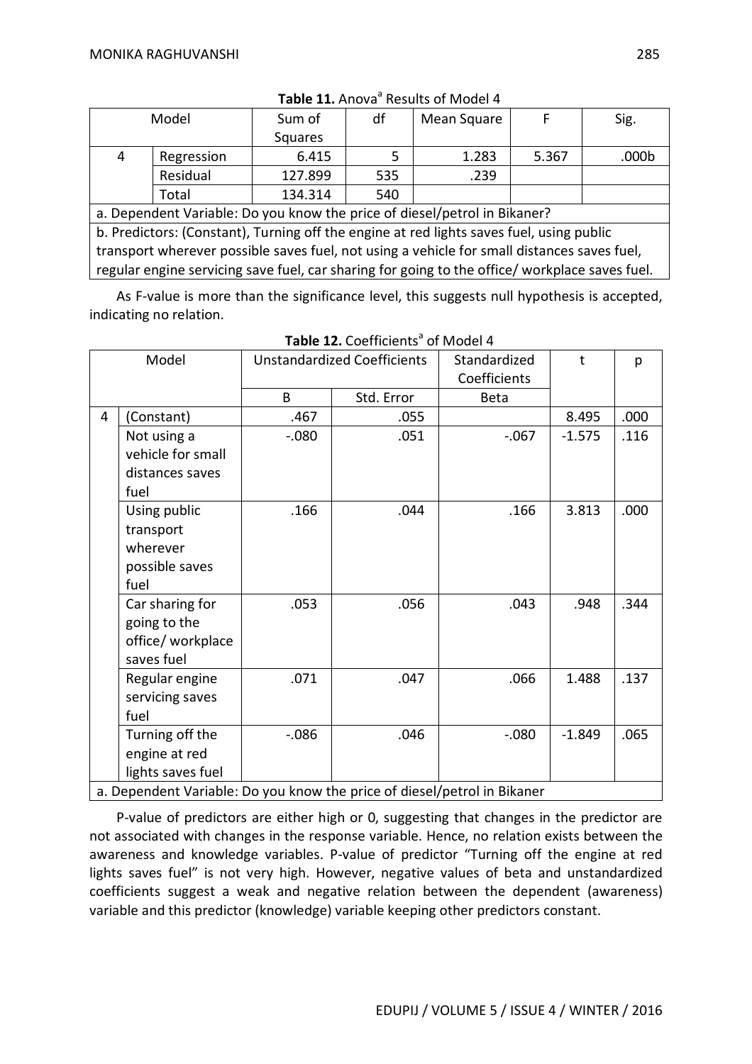**Table 11.** Anova[a] Results of Model 4

| Model | | Sum of Squares | df | Mean Square | F | Sig. |
|---|---|---|---|---|---|---|
| 4 | Regression | 6.415 | 5 | 1.283 | 5.367 | .000b |
| | Residual | 127.899 | 535 | .239 | | |
| | Total | 134.314 | 540 | | | |

a. Dependent Variable: Do you know the price of diesel/petrol in Bikaner?

b. Predictors: (Constant), Turning off the engine at red lights saves fuel, using public transport wherever possible saves fuel, not using a vehicle for small distances saves fuel, regular engine servicing save fuel, car sharing for going to the office/ workplace saves fuel.

As F-value is more than the significance level, this suggests null hypothesis is accepted, indicating no relation.

**Table 12.** Coefficients[a] of Model 4

| Model | | Unstandardized Coefficients | | Standardized Coefficients | t | p |
|---|---|---|---|---|---|---|
| | | B | Std. Error | Beta | | |
| 4 | (Constant) | .467 | .055 | | 8.495 | .000 |
| | Not using a vehicle for small distances saves fuel | -.080 | .051 | -.067 | -1.575 | .116 |
| | Using public transport wherever possible saves fuel | .166 | .044 | .166 | 3.813 | .000 |
| | Car sharing for going to the office/ workplace saves fuel | .053 | .056 | .043 | .948 | .344 |
| | Regular engine servicing saves fuel | .071 | .047 | .066 | 1.488 | .137 |
| | Turning off the engine at red lights saves fuel | -.086 | .046 | -.080 | -1.849 | .065 |

a. Dependent Variable: Do you know the price of diesel/petrol in Bikaner

P-value of predictors are either high or 0, suggesting that changes in the predictor are not associated with changes in the response variable. Hence, no relation exists between the awareness and knowledge variables. P-value of predictor "Turning off the engine at red lights saves fuel" is not very high. However, negative values of beta and unstandardized coefficients suggest a weak and negative relation between the dependent (awareness) variable and this predictor (knowledge) variable keeping other predictors constant.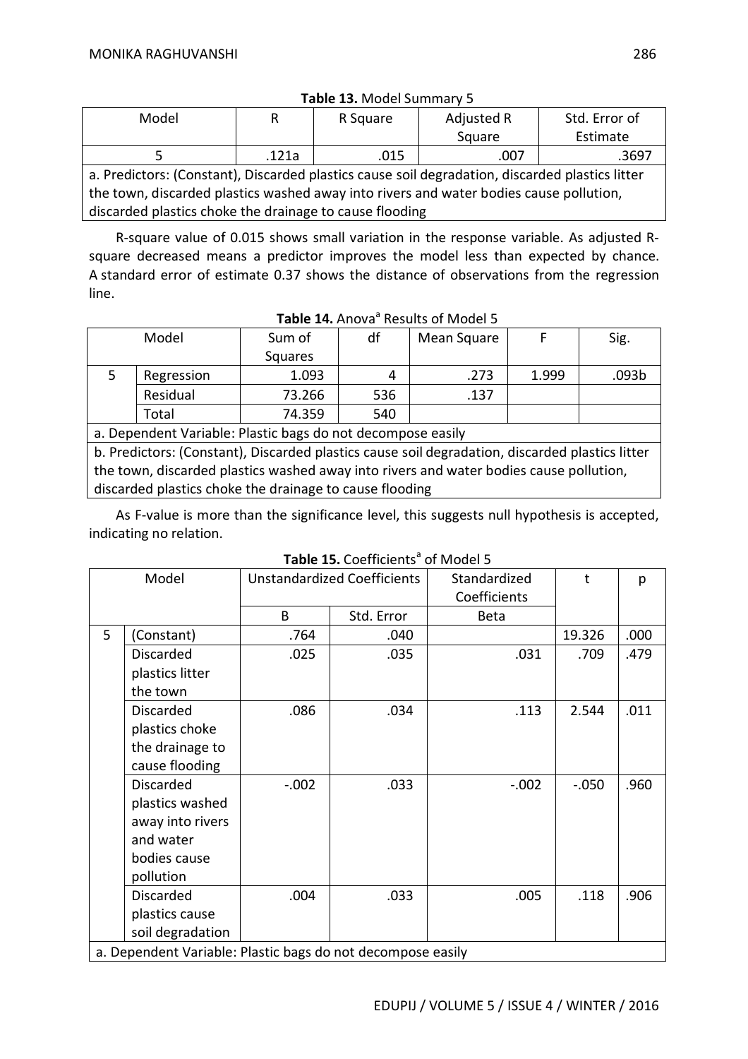**Table 13.** Model Summary 5

| Model | R | R Square | Adjusted R Square | Std. Error of Estimate |
|---|---|---|---|---|
| 5 | .121a | .015 | .007 | .3697 |
| a. Predictors: (Constant), Discarded plastics cause soil degradation, discarded plastics litter the town, discarded plastics washed away into rivers and water bodies cause pollution, discarded plastics choke the drainage to cause flooding | | | | |

R-square value of 0.015 shows small variation in the response variable. As adjusted R-square decreased means a predictor improves the model less than expected by chance. A standard error of estimate 0.37 shows the distance of observations from the regression line.

**Table 14.** Anova[a] Results of Model 5

| Model | | Sum of Squares | df | Mean Square | F | Sig. |
|---|---|---|---|---|---|---|
| 5 | Regression | 1.093 | 4 | .273 | 1.999 | .093b |
| | Residual | 73.266 | 536 | .137 | | |
| | Total | 74.359 | 540 | | | |
| a. Dependent Variable: Plastic bags do not decompose easily | | | | | | |
| b. Predictors: (Constant), Discarded plastics cause soil degradation, discarded plastics litter the town, discarded plastics washed away into rivers and water bodies cause pollution, discarded plastics choke the drainage to cause flooding | | | | | | |

As F-value is more than the significance level, this suggests null hypothesis is accepted, indicating no relation.

**Table 15.** Coefficients[a] of Model 5

| Model | | Unstandardized Coefficients | | Standardized Coefficients | t | p |
|---|---|---|---|---|---|---|
| | | B | Std. Error | Beta | | |
| 5 | (Constant) | .764 | .040 | | 19.326 | .000 |
| | Discarded plastics litter the town | .025 | .035 | .031 | .709 | .479 |
| | Discarded plastics choke the drainage to cause flooding | .086 | .034 | .113 | 2.544 | .011 |
| | Discarded plastics washed away into rivers and water bodies cause pollution | -.002 | .033 | -.002 | -.050 | .960 |
| | Discarded plastics cause soil degradation | .004 | .033 | .005 | .118 | .906 |
| a. Dependent Variable: Plastic bags do not decompose easily | | | | | | |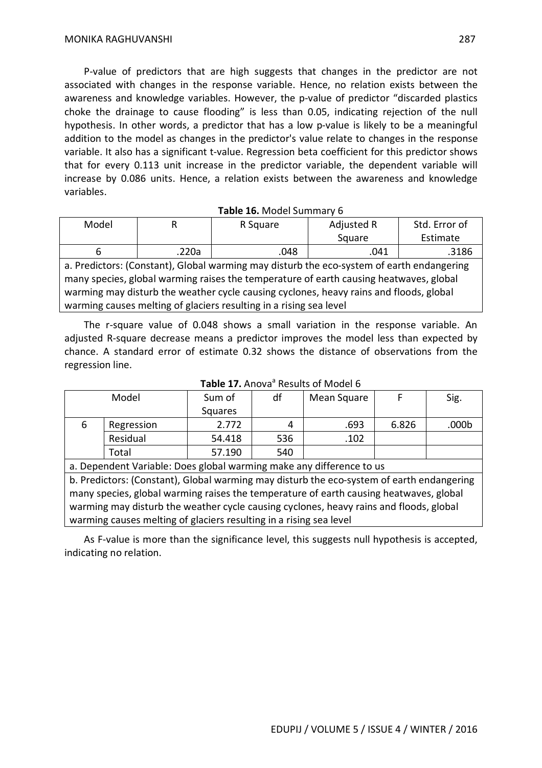P-value of predictors that are high suggests that changes in the predictor are not associated with changes in the response variable. Hence, no relation exists between the awareness and knowledge variables. However, the p-value of predictor "discarded plastics choke the drainage to cause flooding" is less than 0.05, indicating rejection of the null hypothesis. In other words, a predictor that has a low p-value is likely to be a meaningful addition to the model as changes in the predictor's value relate to changes in the response variable. It also has a significant t-value. Regression beta coefficient for this predictor shows that for every 0.113 unit increase in the predictor variable, the dependent variable will increase by 0.086 units. Hence, a relation exists between the awareness and knowledge variables.

**Table 16.** Model Summary 6

| Model | R | R Square | Adjusted R Square | Std. Error of Estimate |
|---|---|---|---|---|
| 6 | .220a | .048 | .041 | .3186 |
| a. Predictors: (Constant), Global warming may disturb the eco-system of earth endangering many species, global warming raises the temperature of earth causing heatwaves, global warming may disturb the weather cycle causing cyclones, heavy rains and floods, global warming causes melting of glaciers resulting in a rising sea level | | | | |

The r-square value of 0.048 shows a small variation in the response variable. An adjusted R-square decrease means a predictor improves the model less than expected by chance. A standard error of estimate 0.32 shows the distance of observations from the regression line.

**Table 17.** Anova[a] Results of Model 6

| Model | | Sum of Squares | df | Mean Square | F | Sig. |
|---|---|---|---|---|---|---|
| 6 | Regression | 2.772 | 4 | .693 | 6.826 | .000b |
| | Residual | 54.418 | 536 | .102 | | |
| | Total | 57.190 | 540 | | | |
| a. Dependent Variable: Does global warming make any difference to us | | | | | | |
| b. Predictors: (Constant), Global warming may disturb the eco-system of earth endangering many species, global warming raises the temperature of earth causing heatwaves, global warming may disturb the weather cycle causing cyclones, heavy rains and floods, global warming causes melting of glaciers resulting in a rising sea level | | | | | | |

As F-value is more than the significance level, this suggests null hypothesis is accepted, indicating no relation.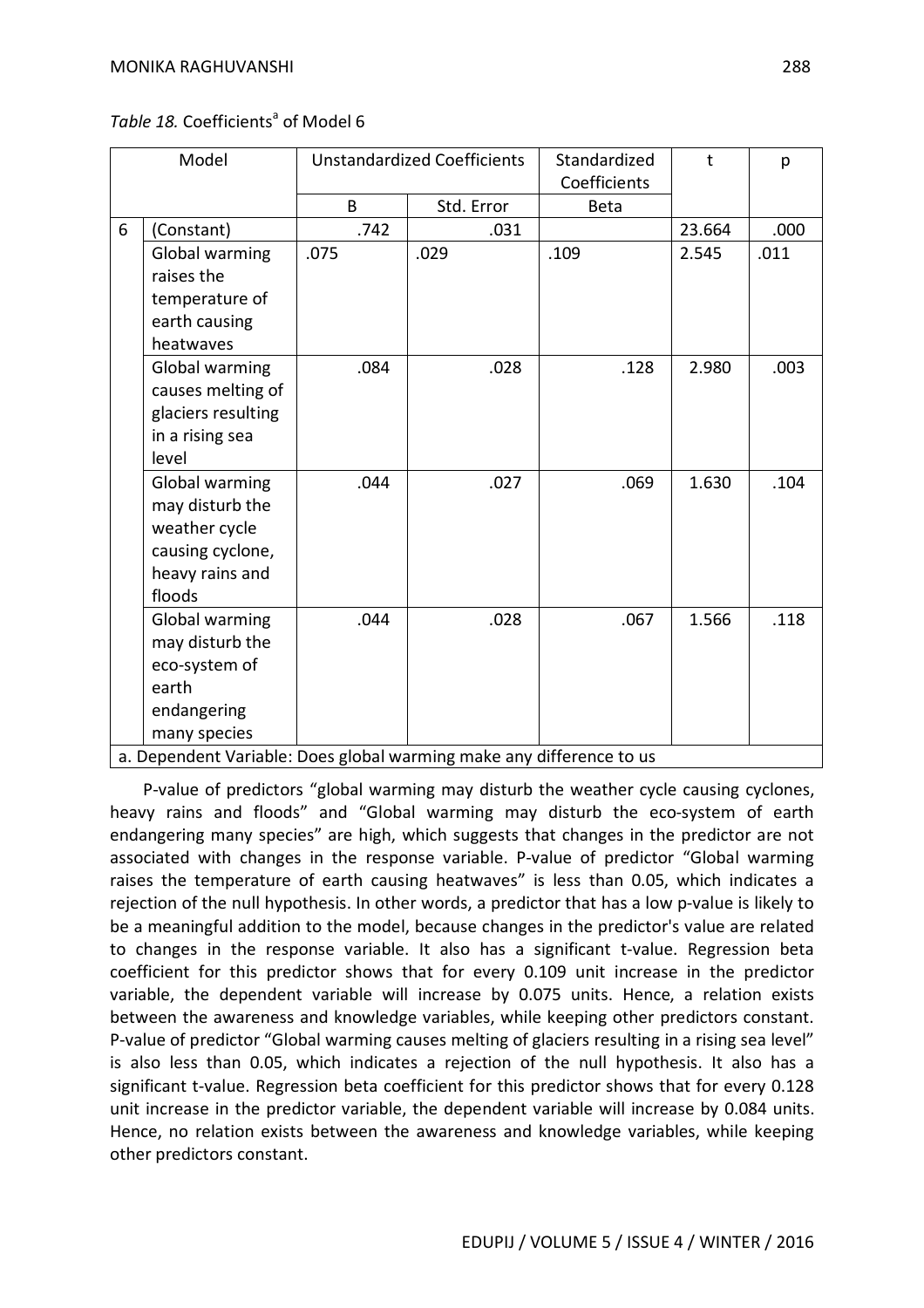*Table 18.* Coefficients[a] of Model 6

| Model | | Unstandardized Coefficients | | Standardized Coefficients | t | p |
|---|---|---|---|---|---|---|
| | | B | Std. Error | Beta | | |
| 6 | (Constant) | .742 | .031 | | 23.664 | .000 |
| | Global warming raises the temperature of earth causing heatwaves | .075 | .029 | .109 | 2.545 | .011 |
| | Global warming causes melting of glaciers resulting in a rising sea level | .084 | .028 | .128 | 2.980 | .003 |
| | Global warming may disturb the weather cycle causing cyclone, heavy rains and floods | .044 | .027 | .069 | 1.630 | .104 |
| | Global warming may disturb the eco-system of earth endangering many species | .044 | .028 | .067 | 1.566 | .118 |

a. Dependent Variable: Does global warming make any difference to us

P-value of predictors "global warming may disturb the weather cycle causing cyclones, heavy rains and floods" and "Global warming may disturb the eco-system of earth endangering many species" are high, which suggests that changes in the predictor are not associated with changes in the response variable. P-value of predictor "Global warming raises the temperature of earth causing heatwaves" is less than 0.05, which indicates a rejection of the null hypothesis. In other words, a predictor that has a low p-value is likely to be a meaningful addition to the model, because changes in the predictor's value are related to changes in the response variable. It also has a significant t-value. Regression beta coefficient for this predictor shows that for every 0.109 unit increase in the predictor variable, the dependent variable will increase by 0.075 units. Hence, a relation exists between the awareness and knowledge variables, while keeping other predictors constant. P-value of predictor "Global warming causes melting of glaciers resulting in a rising sea level" is also less than 0.05, which indicates a rejection of the null hypothesis. It also has a significant t-value. Regression beta coefficient for this predictor shows that for every 0.128 unit increase in the predictor variable, the dependent variable will increase by 0.084 units. Hence, no relation exists between the awareness and knowledge variables, while keeping other predictors constant.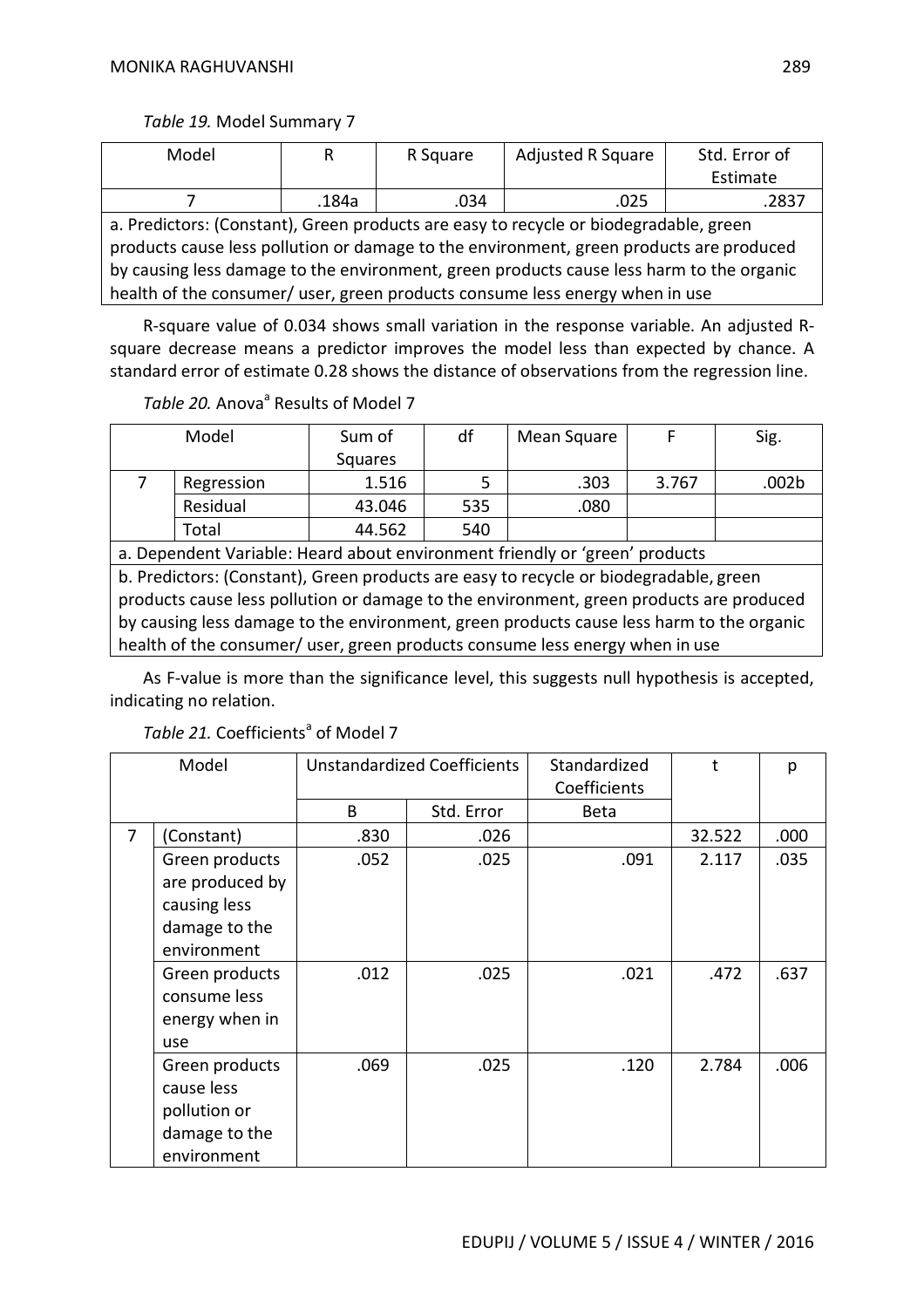*Table 19.* Model Summary 7

| Model | R | R Square | Adjusted R Square | Std. Error of Estimate |
|---|---|---|---|---|
| 7 | .184a | .034 | .025 | .2837 |
| a. Predictors: (Constant), Green products are easy to recycle or biodegradable, green products cause less pollution or damage to the environment, green products are produced by causing less damage to the environment, green products cause less harm to the organic health of the consumer/ user, green products consume less energy when in use | | | | |

R-square value of 0.034 shows small variation in the response variable. An adjusted R-square decrease means a predictor improves the model less than expected by chance. A standard error of estimate 0.28 shows the distance of observations from the regression line.

*Table 20.* Anova[a] Results of Model 7

| Model | | Sum of Squares | df | Mean Square | F | Sig. |
|---|---|---|---|---|---|---|
| 7 | Regression | 1.516 | 5 | .303 | 3.767 | .002b |
| | Residual | 43.046 | 535 | .080 | | |
| | Total | 44.562 | 540 | | | |
| a. Dependent Variable: Heard about environment friendly or 'green' products | | | | | | |
| b. Predictors: (Constant), Green products are easy to recycle or biodegradable, green products cause less pollution or damage to the environment, green products are produced by causing less damage to the environment, green products cause less harm to the organic health of the consumer/ user, green products consume less energy when in use | | | | | | |

As F-value is more than the significance level, this suggests null hypothesis is accepted, indicating no relation.

*Table 21.* Coefficients[a] of Model 7

| Model | | Unstandardized Coefficients | | Standardized Coefficients | t | p |
|---|---|---|---|---|---|---|
| | | B | Std. Error | Beta | | |
| 7 | (Constant) | .830 | .026 | | 32.522 | .000 |
| | Green products are produced by causing less damage to the environment | .052 | .025 | .091 | 2.117 | .035 |
| | Green products consume less energy when in use | .012 | .025 | .021 | .472 | .637 |
| | Green products cause less pollution or damage to the environment | .069 | .025 | .120 | 2.784 | .006 |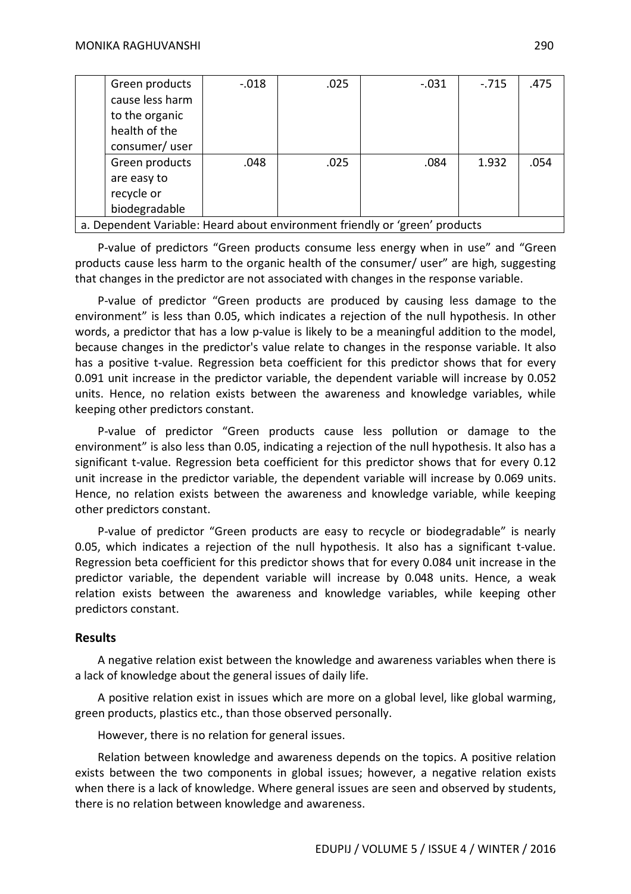| | | | | | | |
|---|---|---|---|---|---|---|
| | Green products cause less harm to the organic health of the consumer/ user | -.018 | .025 | -.031 | -.715 | .475 |
| | Green products are easy to recycle or biodegradable | .048 | .025 | .084 | 1.932 | .054 |

a. Dependent Variable: Heard about environment friendly or 'green' products

P-value of predictors "Green products consume less energy when in use" and "Green products cause less harm to the organic health of the consumer/ user" are high, suggesting that changes in the predictor are not associated with changes in the response variable.

P-value of predictor "Green products are produced by causing less damage to the environment" is less than 0.05, which indicates a rejection of the null hypothesis. In other words, a predictor that has a low p-value is likely to be a meaningful addition to the model, because changes in the predictor's value relate to changes in the response variable. It also has a positive t-value. Regression beta coefficient for this predictor shows that for every 0.091 unit increase in the predictor variable, the dependent variable will increase by 0.052 units. Hence, no relation exists between the awareness and knowledge variables, while keeping other predictors constant.

P-value of predictor "Green products cause less pollution or damage to the environment" is also less than 0.05, indicating a rejection of the null hypothesis. It also has a significant t-value. Regression beta coefficient for this predictor shows that for every 0.12 unit increase in the predictor variable, the dependent variable will increase by 0.069 units. Hence, no relation exists between the awareness and knowledge variable, while keeping other predictors constant.

P-value of predictor "Green products are easy to recycle or biodegradable" is nearly 0.05, which indicates a rejection of the null hypothesis. It also has a significant t-value. Regression beta coefficient for this predictor shows that for every 0.084 unit increase in the predictor variable, the dependent variable will increase by 0.048 units. Hence, a weak relation exists between the awareness and knowledge variables, while keeping other predictors constant.

### Results

A negative relation exist between the knowledge and awareness variables when there is a lack of knowledge about the general issues of daily life.

A positive relation exist in issues which are more on a global level, like global warming, green products, plastics etc., than those observed personally.

However, there is no relation for general issues.

Relation between knowledge and awareness depends on the topics. A positive relation exists between the two components in global issues; however, a negative relation exists when there is a lack of knowledge. Where general issues are seen and observed by students, there is no relation between knowledge and awareness.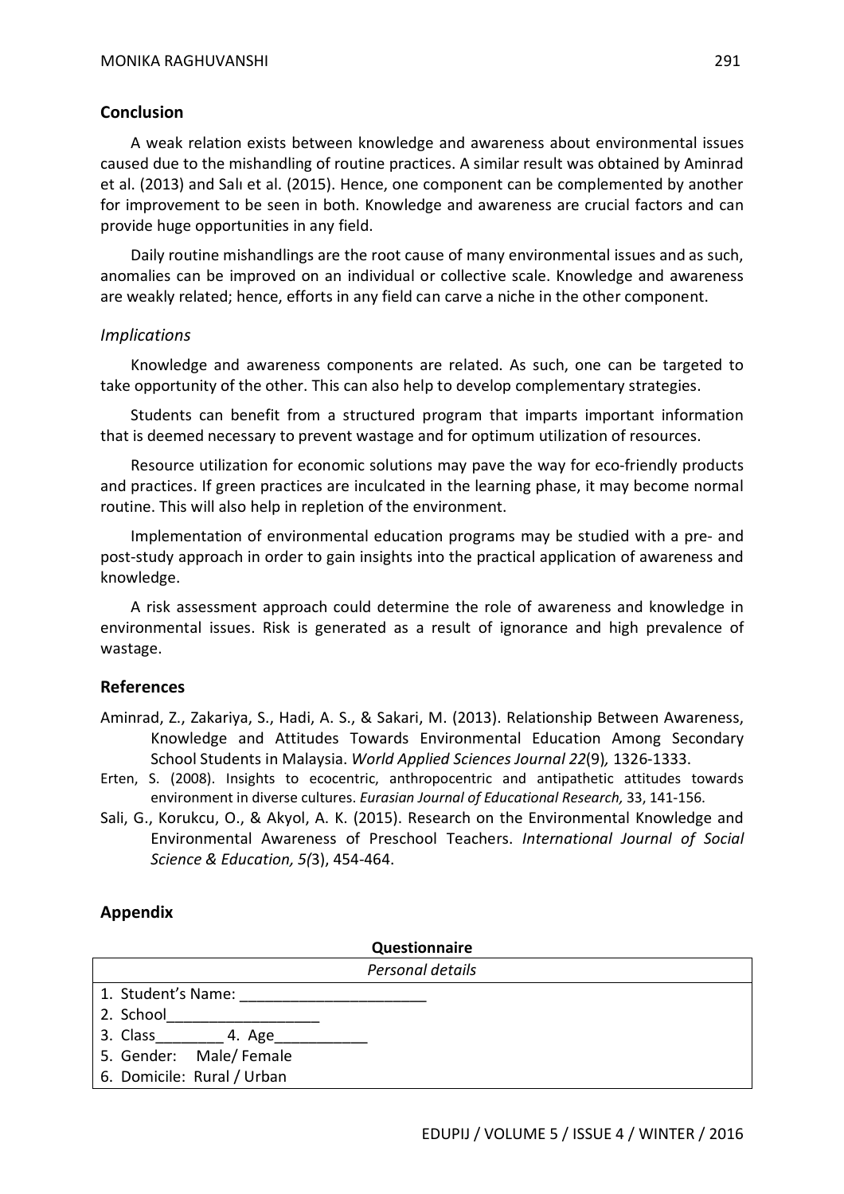## Conclusion

A weak relation exists between knowledge and awareness about environmental issues caused due to the mishandling of routine practices. A similar result was obtained by Aminrad et al. (2013) and Salı et al. (2015). Hence, one component can be complemented by another for improvement to be seen in both. Knowledge and awareness are crucial factors and can provide huge opportunities in any field.

Daily routine mishandlings are the root cause of many environmental issues and as such, anomalies can be improved on an individual or collective scale. Knowledge and awareness are weakly related; hence, efforts in any field can carve a niche in the other component.

### *Implications*

Knowledge and awareness components are related. As such, one can be targeted to take opportunity of the other. This can also help to develop complementary strategies.

Students can benefit from a structured program that imparts important information that is deemed necessary to prevent wastage and for optimum utilization of resources.

Resource utilization for economic solutions may pave the way for eco-friendly products and practices. If green practices are inculcated in the learning phase, it may become normal routine. This will also help in repletion of the environment.

Implementation of environmental education programs may be studied with a pre- and post-study approach in order to gain insights into the practical application of awareness and knowledge.

A risk assessment approach could determine the role of awareness and knowledge in environmental issues. Risk is generated as a result of ignorance and high prevalence of wastage.

## References

Aminrad, Z., Zakariya, S., Hadi, A. S., & Sakari, M. (2013). Relationship Between Awareness, Knowledge and Attitudes Towards Environmental Education Among Secondary School Students in Malaysia. *World Applied Sciences Journal 22*(9)*,* 1326-1333.

Erten, S. (2008). Insights to ecocentric, anthropocentric and antipathetic attitudes towards environment in diverse cultures. *Eurasian Journal of Educational Research,* 33, 141-156.

Sali, G., Korukcu, O., & Akyol, A. K. (2015). Research on the Environmental Knowledge and Environmental Awareness of Preschool Teachers. *International Journal of Social Science & Education, 5(*3), 454-464.

## Appendix

**Questionnaire**

| *Personal details* |
|---|
| 1. Student's Name: ______________________ |
| 2. School__________________ |
| 3. Class________ 4. Age___________ |
| 5. Gender: Male/ Female |
| 6. Domicile: Rural / Urban |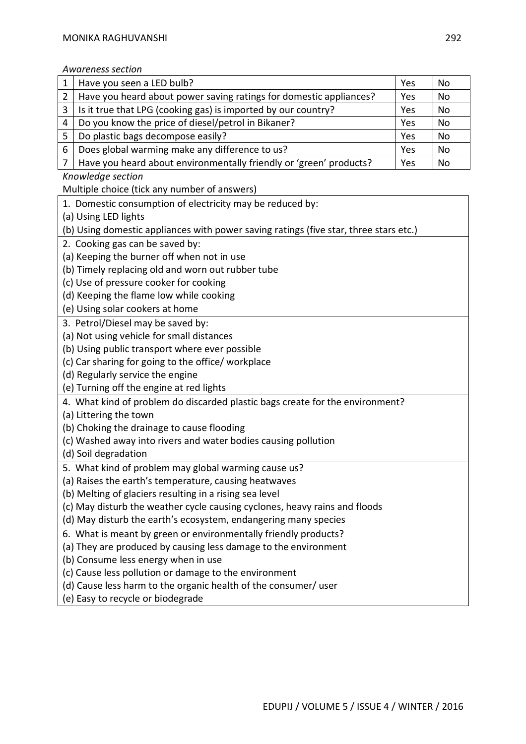*Awareness section*

| | | | |
|---|---|---|---|
| 1 | Have you seen a LED bulb? | Yes | No |
| 2 | Have you heard about power saving ratings for domestic appliances? | Yes | No |
| 3 | Is it true that LPG (cooking gas) is imported by our country? | Yes | No |
| 4 | Do you know the price of diesel/petrol in Bikaner? | Yes | No |
| 5 | Do plastic bags decompose easily? | Yes | No |
| 6 | Does global warming make any difference to us? | Yes | No |
| 7 | Have you heard about environmentally friendly or 'green' products? | Yes | No |

*Knowledge section*

Multiple choice (tick any number of answers)

1. Domestic consumption of electricity may be reduced by:
(a) Using LED lights
(b) Using domestic appliances with power saving ratings (five star, three stars etc.)

2. Cooking gas can be saved by:
(a) Keeping the burner off when not in use
(b) Timely replacing old and worn out rubber tube
(c) Use of pressure cooker for cooking
(d) Keeping the flame low while cooking
(e) Using solar cookers at home

3. Petrol/Diesel may be saved by:
(a) Not using vehicle for small distances
(b) Using public transport where ever possible
(c) Car sharing for going to the office/ workplace
(d) Regularly service the engine
(e) Turning off the engine at red lights

4. What kind of problem do discarded plastic bags create for the environment?
(a) Littering the town
(b) Choking the drainage to cause flooding
(c) Washed away into rivers and water bodies causing pollution
(d) Soil degradation

5. What kind of problem may global warming cause us?
(a) Raises the earth's temperature, causing heatwaves
(b) Melting of glaciers resulting in a rising sea level
(c) May disturb the weather cycle causing cyclones, heavy rains and floods
(d) May disturb the earth's ecosystem, endangering many species

6. What is meant by green or environmentally friendly products?
(a) They are produced by causing less damage to the environment
(b) Consume less energy when in use
(c) Cause less pollution or damage to the environment
(d) Cause less harm to the organic health of the consumer/ user
(e) Easy to recycle or biodegrade